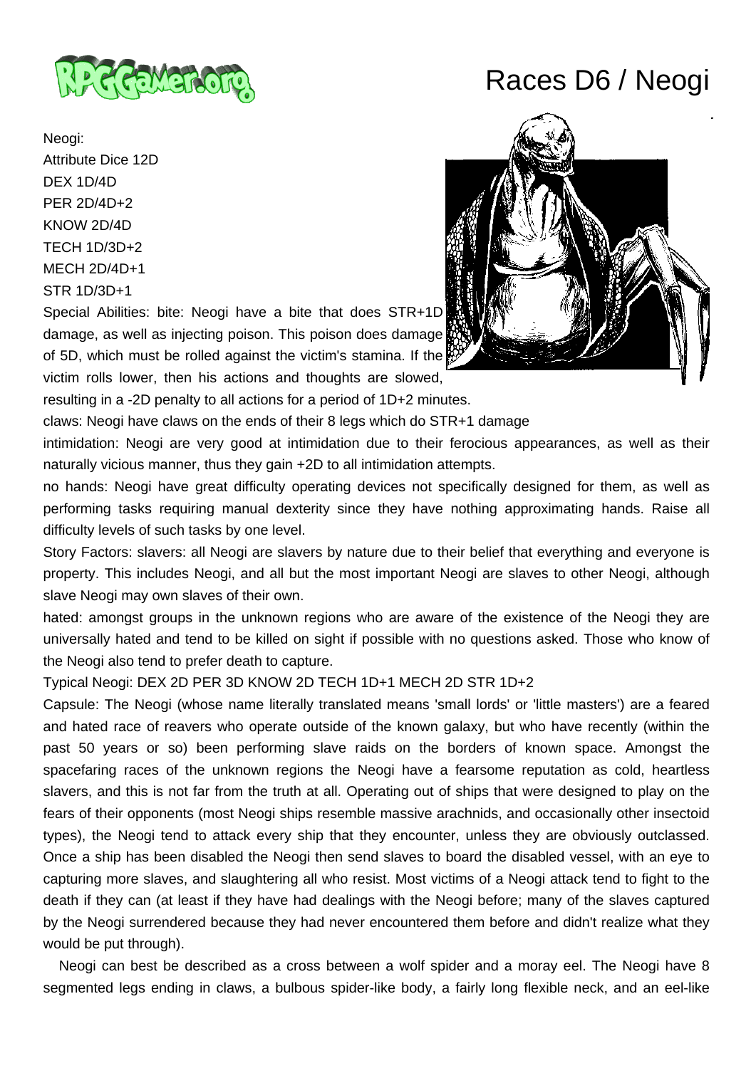# Races D6 / Neogi

Neogi:
Attribute Dice 12D
DEX 1D/4D
PER 2D/4D+2
KNOW 2D/4D
TECH 1D/3D+2
MECH 2D/4D+1
STR 1D/3D+1

Special Abilities: bite: Neogi have a bite that does STR+1D damage, as well as injecting poison. This poison does damage of 5D, which must be rolled against the victim's stamina. If the victim rolls lower, then his actions and thoughts are slowed, resulting in a -2D penalty to all actions for a period of 1D+2 minutes.

claws: Neogi have claws on the ends of their 8 legs which do STR+1 damage

intimidation: Neogi are very good at intimidation due to their ferocious appearances, as well as their naturally vicious manner, thus they gain +2D to all intimidation attempts.

no hands: Neogi have great difficulty operating devices not specifically designed for them, as well as performing tasks requiring manual dexterity since they have nothing approximating hands. Raise all difficulty levels of such tasks by one level.

Story Factors: slavers: all Neogi are slavers by nature due to their belief that everything and everyone is property. This includes Neogi, and all but the most important Neogi are slaves to other Neogi, although slave Neogi may own slaves of their own.

hated: amongst groups in the unknown regions who are aware of the existence of the Neogi they are universally hated and tend to be killed on sight if possible with no questions asked. Those who know of the Neogi also tend to prefer death to capture.

Typical Neogi: DEX 2D PER 3D KNOW 2D TECH 1D+1 MECH 2D STR 1D+2

Capsule: The Neogi (whose name literally translated means 'small lords' or 'little masters') are a feared and hated race of reavers who operate outside of the known galaxy, but who have recently (within the past 50 years or so) been performing slave raids on the borders of known space. Amongst the spacefaring races of the unknown regions the Neogi have a fearsome reputation as cold, heartless slavers, and this is not far from the truth at all. Operating out of ships that were designed to play on the fears of their opponents (most Neogi ships resemble massive arachnids, and occasionally other insectoid types), the Neogi tend to attack every ship that they encounter, unless they are obviously outclassed. Once a ship has been disabled the Neogi then send slaves to board the disabled vessel, with an eye to capturing more slaves, and slaughtering all who resist. Most victims of a Neogi attack tend to fight to the death if they can (at least if they have had dealings with the Neogi before; many of the slaves captured by the Neogi surrendered because they had never encountered them before and didn't realize what they would be put through).

Neogi can best be described as a cross between a wolf spider and a moray eel. The Neogi have 8 segmented legs ending in claws, a bulbous spider-like body, a fairly long flexible neck, and an eel-like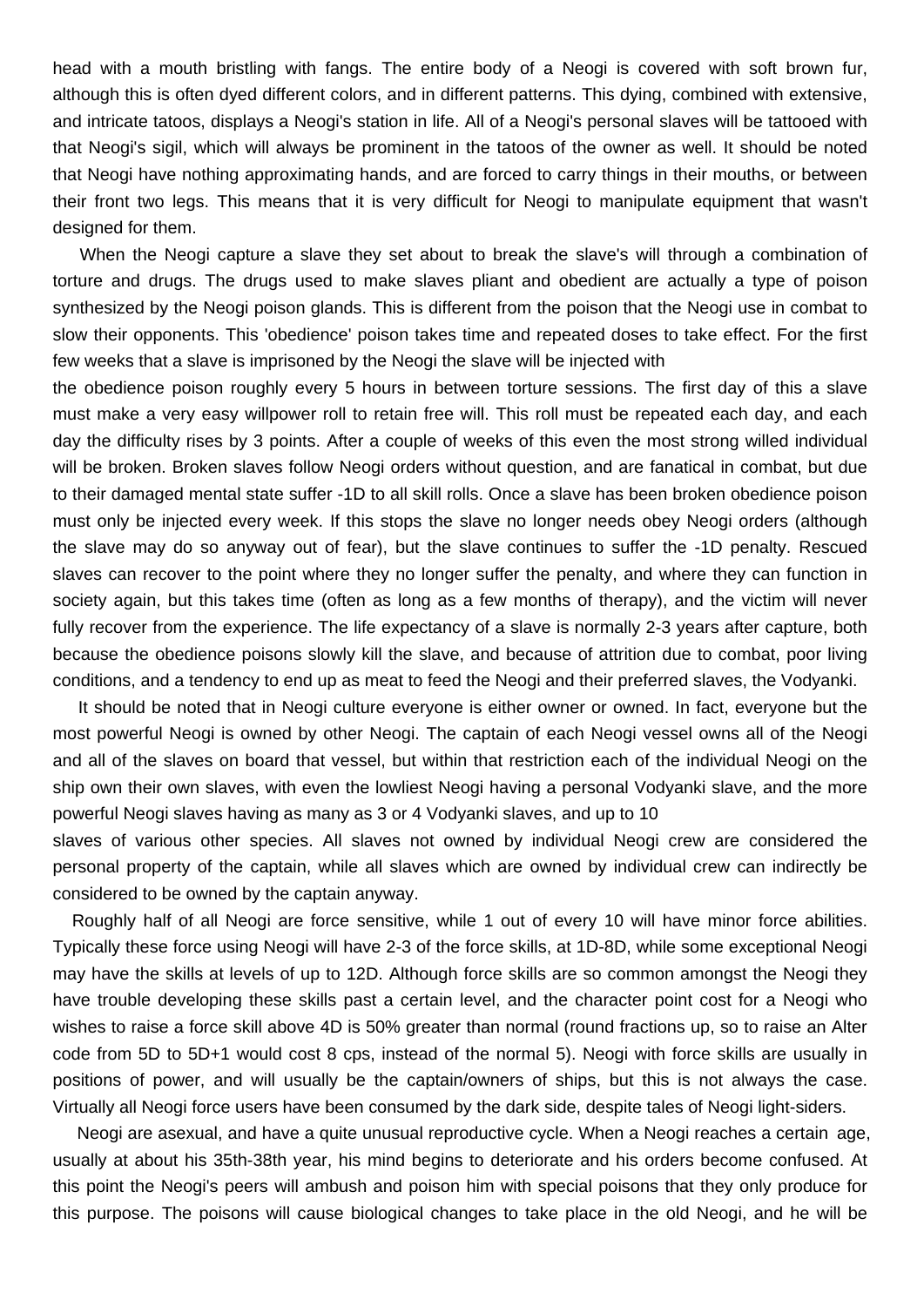head with a mouth bristling with fangs. The entire body of a Neogi is covered with soft brown fur, although this is often dyed different colors, and in different patterns. This dying, combined with extensive, and intricate tatoos, displays a Neogi's station in life. All of a Neogi's personal slaves will be tattooed with that Neogi's sigil, which will always be prominent in the tatoos of the owner as well. It should be noted that Neogi have nothing approximating hands, and are forced to carry things in their mouths, or between their front two legs. This means that it is very difficult for Neogi to manipulate equipment that wasn't designed for them.

When the Neogi capture a slave they set about to break the slave's will through a combination of torture and drugs. The drugs used to make slaves pliant and obedient are actually a type of poison synthesized by the Neogi poison glands. This is different from the poison that the Neogi use in combat to slow their opponents. This 'obedience' poison takes time and repeated doses to take effect. For the first few weeks that a slave is imprisoned by the Neogi the slave will be injected with the obedience poison roughly every 5 hours in between torture sessions. The first day of this a slave must make a very easy willpower roll to retain free will. This roll must be repeated each day, and each day the difficulty rises by 3 points. After a couple of weeks of this even the most strong willed individual will be broken. Broken slaves follow Neogi orders without question, and are fanatical in combat, but due to their damaged mental state suffer -1D to all skill rolls. Once a slave has been broken obedience poison must only be injected every week. If this stops the slave no longer needs obey Neogi orders (although the slave may do so anyway out of fear), but the slave continues to suffer the -1D penalty. Rescued slaves can recover to the point where they no longer suffer the penalty, and where they can function in society again, but this takes time (often as long as a few months of therapy), and the victim will never fully recover from the experience. The life expectancy of a slave is normally 2-3 years after capture, both because the obedience poisons slowly kill the slave, and because of attrition due to combat, poor living conditions, and a tendency to end up as meat to feed the Neogi and their preferred slaves, the Vodyanki.

It should be noted that in Neogi culture everyone is either owner or owned. In fact, everyone but the most powerful Neogi is owned by other Neogi. The captain of each Neogi vessel owns all of the Neogi and all of the slaves on board that vessel, but within that restriction each of the individual Neogi on the ship own their own slaves, with even the lowliest Neogi having a personal Vodyanki slave, and the more powerful Neogi slaves having as many as 3 or 4 Vodyanki slaves, and up to 10 slaves of various other species. All slaves not owned by individual Neogi crew are considered the personal property of the captain, while all slaves which are owned by individual crew can indirectly be considered to be owned by the captain anyway.

Roughly half of all Neogi are force sensitive, while 1 out of every 10 will have minor force abilities. Typically these force using Neogi will have 2-3 of the force skills, at 1D-8D, while some exceptional Neogi may have the skills at levels of up to 12D. Although force skills are so common amongst the Neogi they have trouble developing these skills past a certain level, and the character point cost for a Neogi who wishes to raise a force skill above 4D is 50% greater than normal (round fractions up, so to raise an Alter code from 5D to 5D+1 would cost 8 cps, instead of the normal 5). Neogi with force skills are usually in positions of power, and will usually be the captain/owners of ships, but this is not always the case. Virtually all Neogi force users have been consumed by the dark side, despite tales of Neogi light-siders.

Neogi are asexual, and have a quite unusual reproductive cycle. When a Neogi reaches a certain age, usually at about his 35th-38th year, his mind begins to deteriorate and his orders become confused. At this point the Neogi's peers will ambush and poison him with special poisons that they only produce for this purpose. The poisons will cause biological changes to take place in the old Neogi, and he will be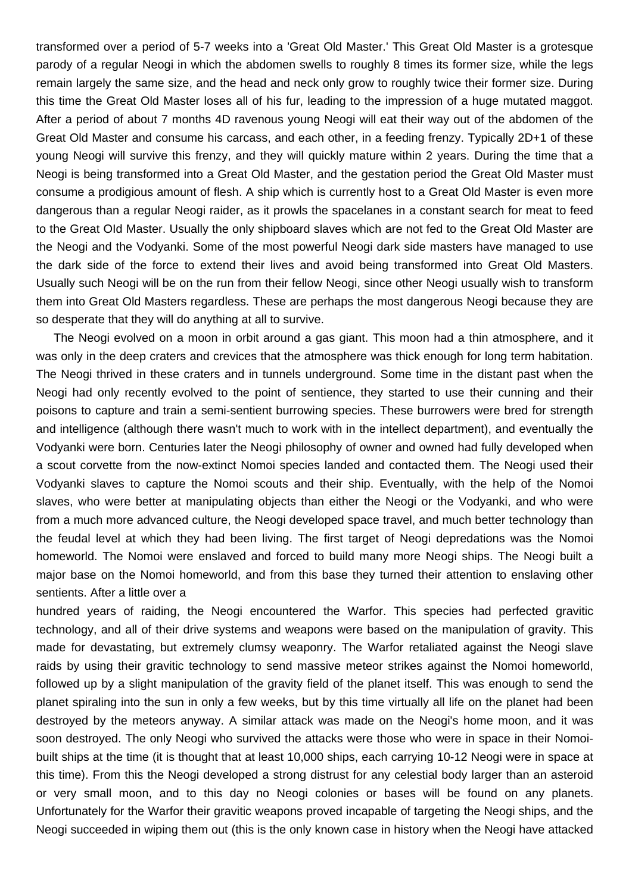transformed over a period of 5-7 weeks into a 'Great Old Master.' This Great Old Master is a grotesque parody of a regular Neogi in which the abdomen swells to roughly 8 times its former size, while the legs remain largely the same size, and the head and neck only grow to roughly twice their former size. During this time the Great Old Master loses all of his fur, leading to the impression of a huge mutated maggot. After a period of about 7 months 4D ravenous young Neogi will eat their way out of the abdomen of the Great Old Master and consume his carcass, and each other, in a feeding frenzy. Typically 2D+1 of these young Neogi will survive this frenzy, and they will quickly mature within 2 years. During the time that a Neogi is being transformed into a Great Old Master, and the gestation period the Great Old Master must consume a prodigious amount of flesh. A ship which is currently host to a Great Old Master is even more dangerous than a regular Neogi raider, as it prowls the spacelanes in a constant search for meat to feed to the Great OId Master. Usually the only shipboard slaves which are not fed to the Great Old Master are the Neogi and the Vodyanki. Some of the most powerful Neogi dark side masters have managed to use the dark side of the force to extend their lives and avoid being transformed into Great Old Masters. Usually such Neogi will be on the run from their fellow Neogi, since other Neogi usually wish to transform them into Great Old Masters regardless. These are perhaps the most dangerous Neogi because they are so desperate that they will do anything at all to survive.

The Neogi evolved on a moon in orbit around a gas giant. This moon had a thin atmosphere, and it was only in the deep craters and crevices that the atmosphere was thick enough for long term habitation. The Neogi thrived in these craters and in tunnels underground. Some time in the distant past when the Neogi had only recently evolved to the point of sentience, they started to use their cunning and their poisons to capture and train a semi-sentient burrowing species. These burrowers were bred for strength and intelligence (although there wasn't much to work with in the intellect department), and eventually the Vodyanki were born. Centuries later the Neogi philosophy of owner and owned had fully developed when a scout corvette from the now-extinct Nomoi species landed and contacted them. The Neogi used their Vodyanki slaves to capture the Nomoi scouts and their ship. Eventually, with the help of the Nomoi slaves, who were better at manipulating objects than either the Neogi or the Vodyanki, and who were from a much more advanced culture, the Neogi developed space travel, and much better technology than the feudal level at which they had been living. The first target of Neogi depredations was the Nomoi homeworld. The Nomoi were enslaved and forced to build many more Neogi ships. The Neogi built a major base on the Nomoi homeworld, and from this base they turned their attention to enslaving other sentients. After a little over a hundred years of raiding, the Neogi encountered the Warfor. This species had perfected gravitic technology, and all of their drive systems and weapons were based on the manipulation of gravity. This made for devastating, but extremely clumsy weaponry. The Warfor retaliated against the Neogi slave raids by using their gravitic technology to send massive meteor strikes against the Nomoi homeworld, followed up by a slight manipulation of the gravity field of the planet itself. This was enough to send the planet spiraling into the sun in only a few weeks, but by this time virtually all life on the planet had been destroyed by the meteors anyway. A similar attack was made on the Neogi's home moon, and it was soon destroyed. The only Neogi who survived the attacks were those who were in space in their Nomoi-built ships at the time (it is thought that at least 10,000 ships, each carrying 10-12 Neogi were in space at this time). From this the Neogi developed a strong distrust for any celestial body larger than an asteroid or very small moon, and to this day no Neogi colonies or bases will be found on any planets. Unfortunately for the Warfor their gravitic weapons proved incapable of targeting the Neogi ships, and the Neogi succeeded in wiping them out (this is the only known case in history when the Neogi have attacked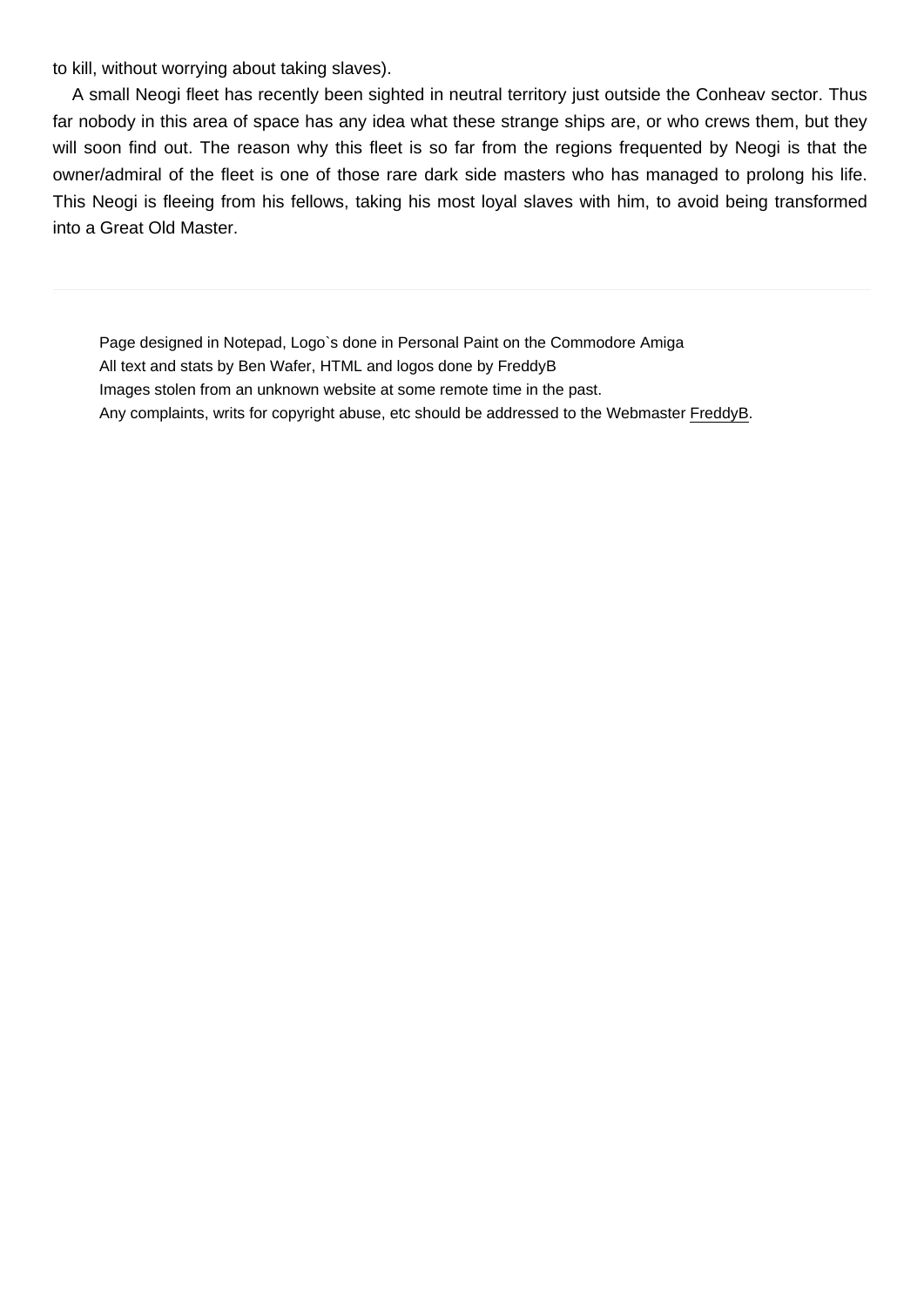to kill, without worrying about taking slaves).

A small Neogi fleet has recently been sighted in neutral territory just outside the Conheav sector. Thus far nobody in this area of space has any idea what these strange ships are, or who crews them, but they will soon find out. The reason why this fleet is so far from the regions frequented by Neogi is that the owner/admiral of the fleet is one of those rare dark side masters who has managed to prolong his life. This Neogi is fleeing from his fellows, taking his most loyal slaves with him, to avoid being transformed into a Great Old Master.

---

Page designed in Notepad, Logo`s done in Personal Paint on the Commodore Amiga
All text and stats by Ben Wafer, HTML and logos done by FreddyB
Images stolen from an unknown website at some remote time in the past.
Any complaints, writs for copyright abuse, etc should be addressed to the Webmaster FreddyB.